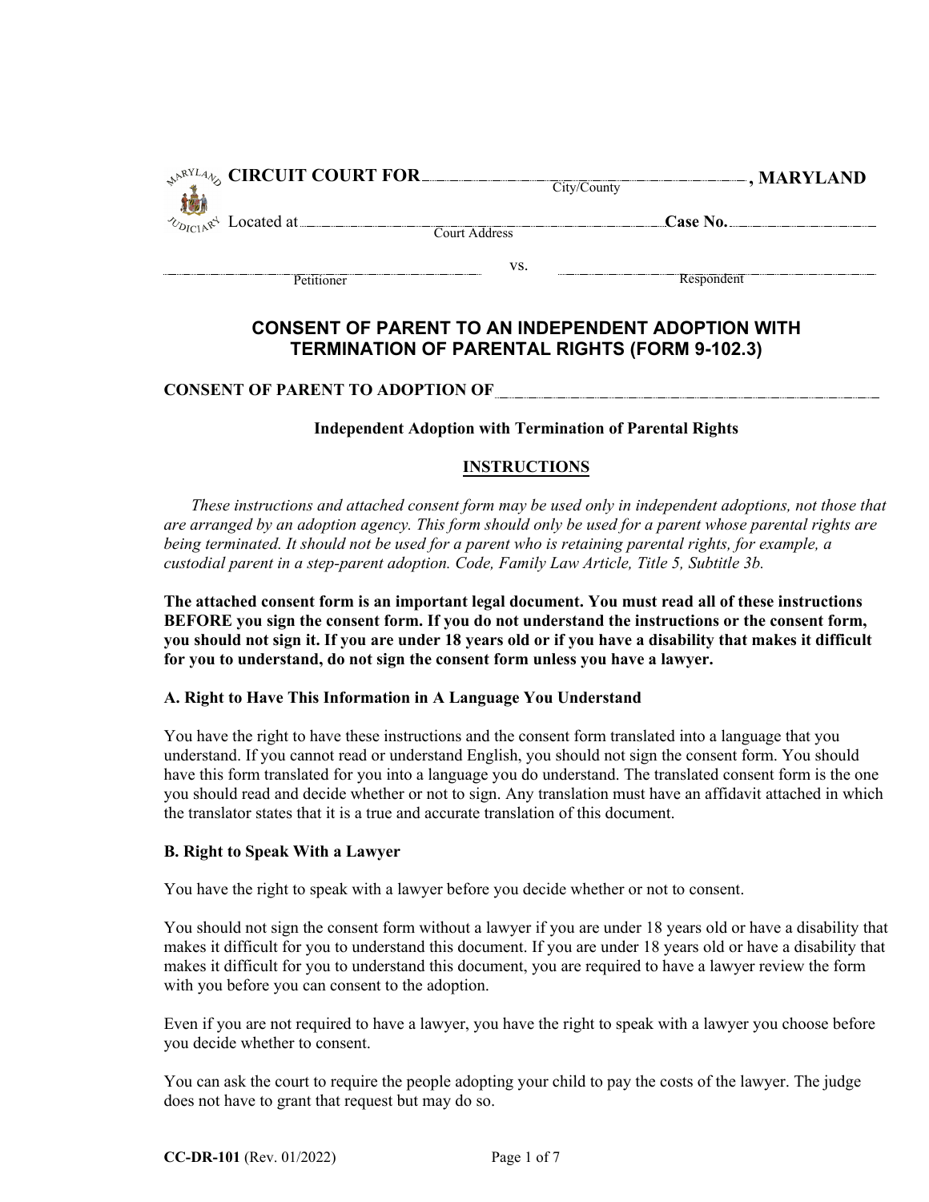**CIRCUIT COURT FOR** ______________________________ **, MARYLAND**
City/County

Located at ______________________________ **Case No.** ______________
Court Address

______________________________ vs. ______________________________
Petitioner Respondent

## CONSENT OF PARENT TO AN INDEPENDENT ADOPTION WITH TERMINATION OF PARENTAL RIGHTS (FORM 9-102.3)

**CONSENT OF PARENT TO ADOPTION OF** ______________________________

**Independent Adoption with Termination of Parental Rights**

### INSTRUCTIONS

*These instructions and attached consent form may be used only in independent adoptions, not those that are arranged by an adoption agency. This form should only be used for a parent whose parental rights are being terminated. It should not be used for a parent who is retaining parental rights, for example, a custodial parent in a step-parent adoption. Code, Family Law Article, Title 5, Subtitle 3b.*

**The attached consent form is an important legal document. You must read all of these instructions BEFORE you sign the consent form. If you do not understand the instructions or the consent form, you should not sign it. If you are under 18 years old or if you have a disability that makes it difficult for you to understand, do not sign the consent form unless you have a lawyer.**

#### A. Right to Have This Information in A Language You Understand

You have the right to have these instructions and the consent form translated into a language that you understand. If you cannot read or understand English, you should not sign the consent form. You should have this form translated for you into a language you do understand. The translated consent form is the one you should read and decide whether or not to sign. Any translation must have an affidavit attached in which the translator states that it is a true and accurate translation of this document.

#### B. Right to Speak With a Lawyer

You have the right to speak with a lawyer before you decide whether or not to consent.

You should not sign the consent form without a lawyer if you are under 18 years old or have a disability that makes it difficult for you to understand this document. If you are under 18 years old or have a disability that makes it difficult for you to understand this document, you are required to have a lawyer review the form with you before you can consent to the adoption.

Even if you are not required to have a lawyer, you have the right to speak with a lawyer you choose before you decide whether to consent.

You can ask the court to require the people adopting your child to pay the costs of the lawyer. The judge does not have to grant that request but may do so.

**CC-DR-101** (Rev. 01/2022)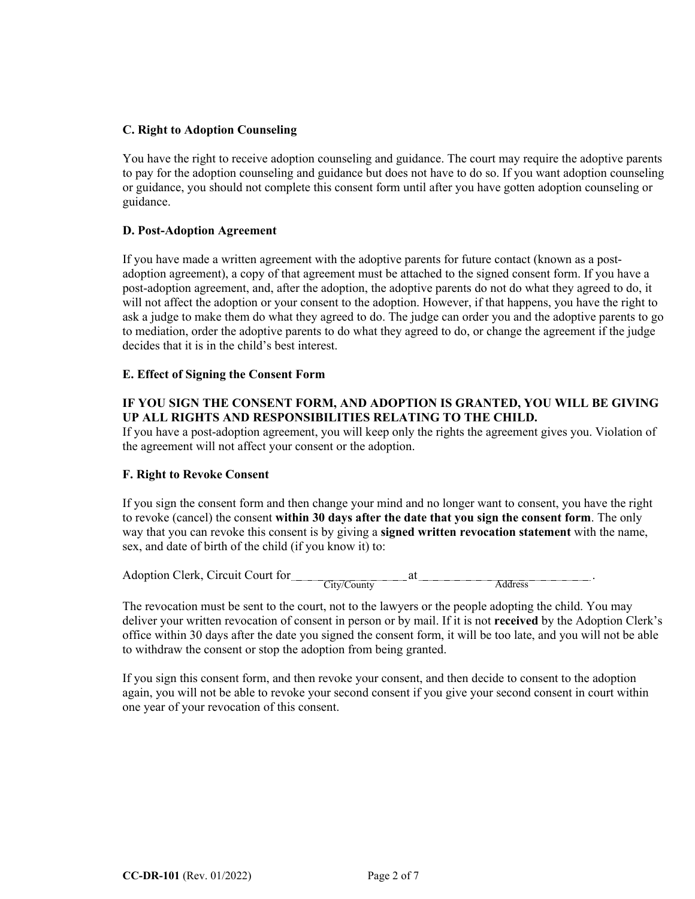### C. Right to Adoption Counseling

You have the right to receive adoption counseling and guidance. The court may require the adoptive parents to pay for the adoption counseling and guidance but does not have to do so. If you want adoption counseling or guidance, you should not complete this consent form until after you have gotten adoption counseling or guidance.

### D. Post-Adoption Agreement

If you have made a written agreement with the adoptive parents for future contact (known as a post-adoption agreement), a copy of that agreement must be attached to the signed consent form. If you have a post-adoption agreement, and, after the adoption, the adoptive parents do not do what they agreed to do, it will not affect the adoption or your consent to the adoption. However, if that happens, you have the right to ask a judge to make them do what they agreed to do. The judge can order you and the adoptive parents to go to mediation, order the adoptive parents to do what they agreed to do, or change the agreement if the judge decides that it is in the child's best interest.

### E. Effect of Signing the Consent Form

**IF YOU SIGN THE CONSENT FORM, AND ADOPTION IS GRANTED, YOU WILL BE GIVING UP ALL RIGHTS AND RESPONSIBILITIES RELATING TO THE CHILD.**
If you have a post-adoption agreement, you will keep only the rights the agreement gives you. Violation of the agreement will not affect your consent or the adoption.

### F. Right to Revoke Consent

If you sign the consent form and then change your mind and no longer want to consent, you have the right to revoke (cancel) the consent **within 30 days after the date that you sign the consent form**. The only way that you can revoke this consent is by giving a **signed written revocation statement** with the name, sex, and date of birth of the child (if you know it) to:

Adoption Clerk, Circuit Court for ____________________ at ______________________________ .
(City/County) (Address)

The revocation must be sent to the court, not to the lawyers or the people adopting the child. You may deliver your written revocation of consent in person or by mail. If it is not **received** by the Adoption Clerk's office within 30 days after the date you signed the consent form, it will be too late, and you will not be able to withdraw the consent or stop the adoption from being granted.

If you sign this consent form, and then revoke your consent, and then decide to consent to the adoption again, you will not be able to revoke your second consent if you give your second consent in court within one year of your revocation of this consent.

**CC-DR-101** (Rev. 01/2022)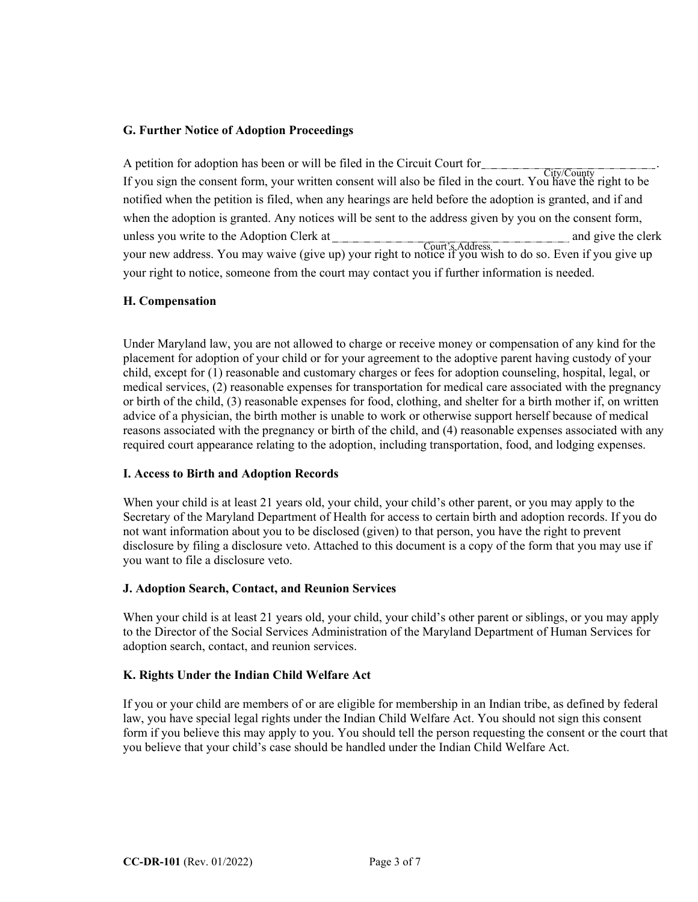## G. Further Notice of Adoption Proceedings

A petition for adoption has been or will be filed in the Circuit Court for \_\_\_\_\_\_\_\_\_\_\_\_\_\_\_\_\_\_\_\_ (City/County). If you sign the consent form, your written consent will also be filed in the court. You have the right to be notified when the petition is filed, when any hearings are held before the adoption is granted, and if and when the adoption is granted. Any notices will be sent to the address given by you on the consent form, unless you write to the Adoption Clerk at \_\_\_\_\_\_\_\_\_\_\_\_\_\_\_\_\_\_\_\_ (Court's Address) and give the clerk your new address. You may waive (give up) your right to notice if you wish to do so. Even if you give up your right to notice, someone from the court may contact you if further information is needed.

## H. Compensation

Under Maryland law, you are not allowed to charge or receive money or compensation of any kind for the placement for adoption of your child or for your agreement to the adoptive parent having custody of your child, except for (1) reasonable and customary charges or fees for adoption counseling, hospital, legal, or medical services, (2) reasonable expenses for transportation for medical care associated with the pregnancy or birth of the child, (3) reasonable expenses for food, clothing, and shelter for a birth mother if, on written advice of a physician, the birth mother is unable to work or otherwise support herself because of medical reasons associated with the pregnancy or birth of the child, and (4) reasonable expenses associated with any required court appearance relating to the adoption, including transportation, food, and lodging expenses.

## I. Access to Birth and Adoption Records

When your child is at least 21 years old, your child, your child's other parent, or you may apply to the Secretary of the Maryland Department of Health for access to certain birth and adoption records. If you do not want information about you to be disclosed (given) to that person, you have the right to prevent disclosure by filing a disclosure veto. Attached to this document is a copy of the form that you may use if you want to file a disclosure veto.

## J. Adoption Search, Contact, and Reunion Services

When your child is at least 21 years old, your child, your child's other parent or siblings, or you may apply to the Director of the Social Services Administration of the Maryland Department of Human Services for adoption search, contact, and reunion services.

## K. Rights Under the Indian Child Welfare Act

If you or your child are members of or are eligible for membership in an Indian tribe, as defined by federal law, you have special legal rights under the Indian Child Welfare Act. You should not sign this consent form if you believe this may apply to you. You should tell the person requesting the consent or the court that you believe that your child's case should be handled under the Indian Child Welfare Act.

**CC-DR-101** (Rev. 01/2022)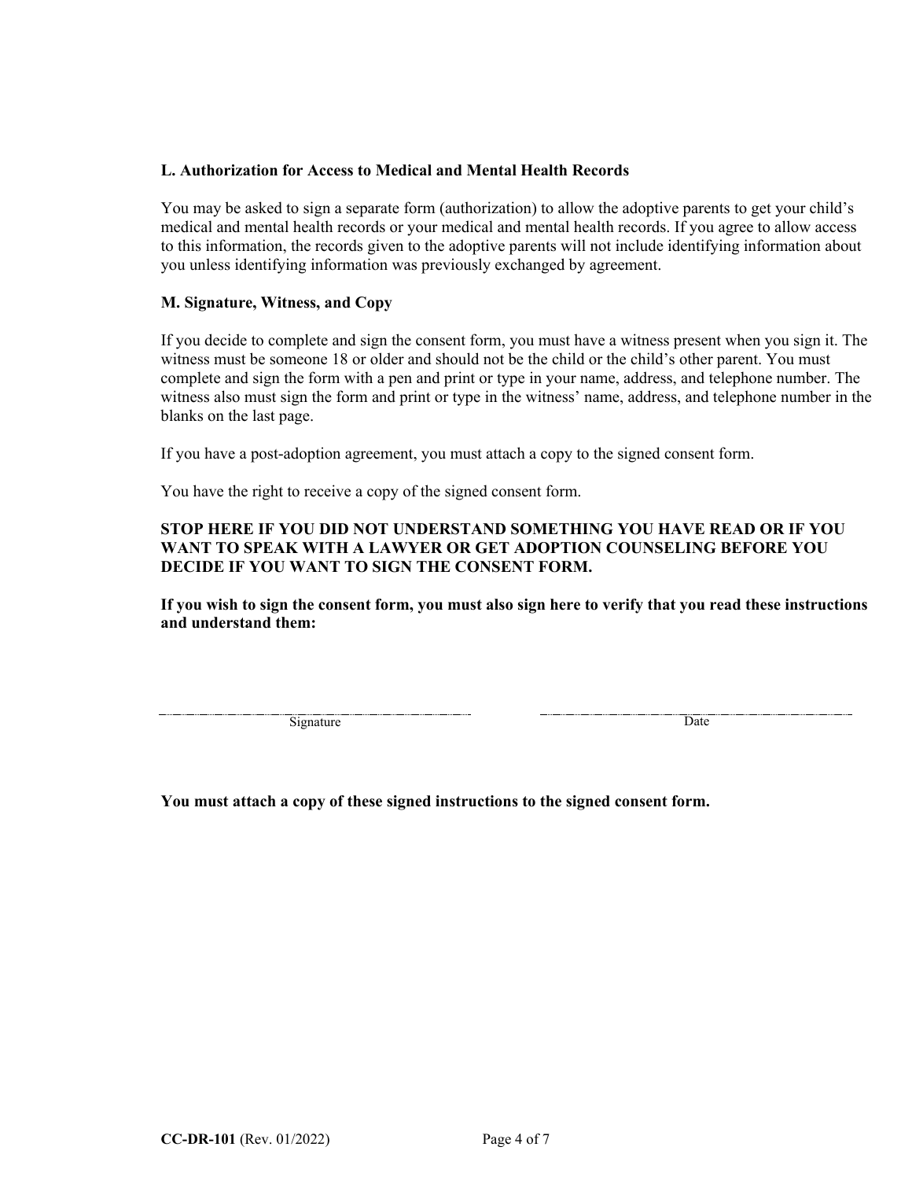**L. Authorization for Access to Medical and Mental Health Records**

You may be asked to sign a separate form (authorization) to allow the adoptive parents to get your child's medical and mental health records or your medical and mental health records. If you agree to allow access to this information, the records given to the adoptive parents will not include identifying information about you unless identifying information was previously exchanged by agreement.

**M. Signature, Witness, and Copy**

If you decide to complete and sign the consent form, you must have a witness present when you sign it. The witness must be someone 18 or older and should not be the child or the child's other parent. You must complete and sign the form with a pen and print or type in your name, address, and telephone number. The witness also must sign the form and print or type in the witness' name, address, and telephone number in the blanks on the last page.

If you have a post-adoption agreement, you must attach a copy to the signed consent form.

You have the right to receive a copy of the signed consent form.

**STOP HERE IF YOU DID NOT UNDERSTAND SOMETHING YOU HAVE READ OR IF YOU WANT TO SPEAK WITH A LAWYER OR GET ADOPTION COUNSELING BEFORE YOU DECIDE IF YOU WANT TO SIGN THE CONSENT FORM.**

**If you wish to sign the consent form, you must also sign here to verify that you read these instructions and understand them:**

| ______________________________ | ______________________________ |
|---|---|
| Signature | Date |

**You must attach a copy of these signed instructions to the signed consent form.**

**CC-DR-101** (Rev. 01/2022)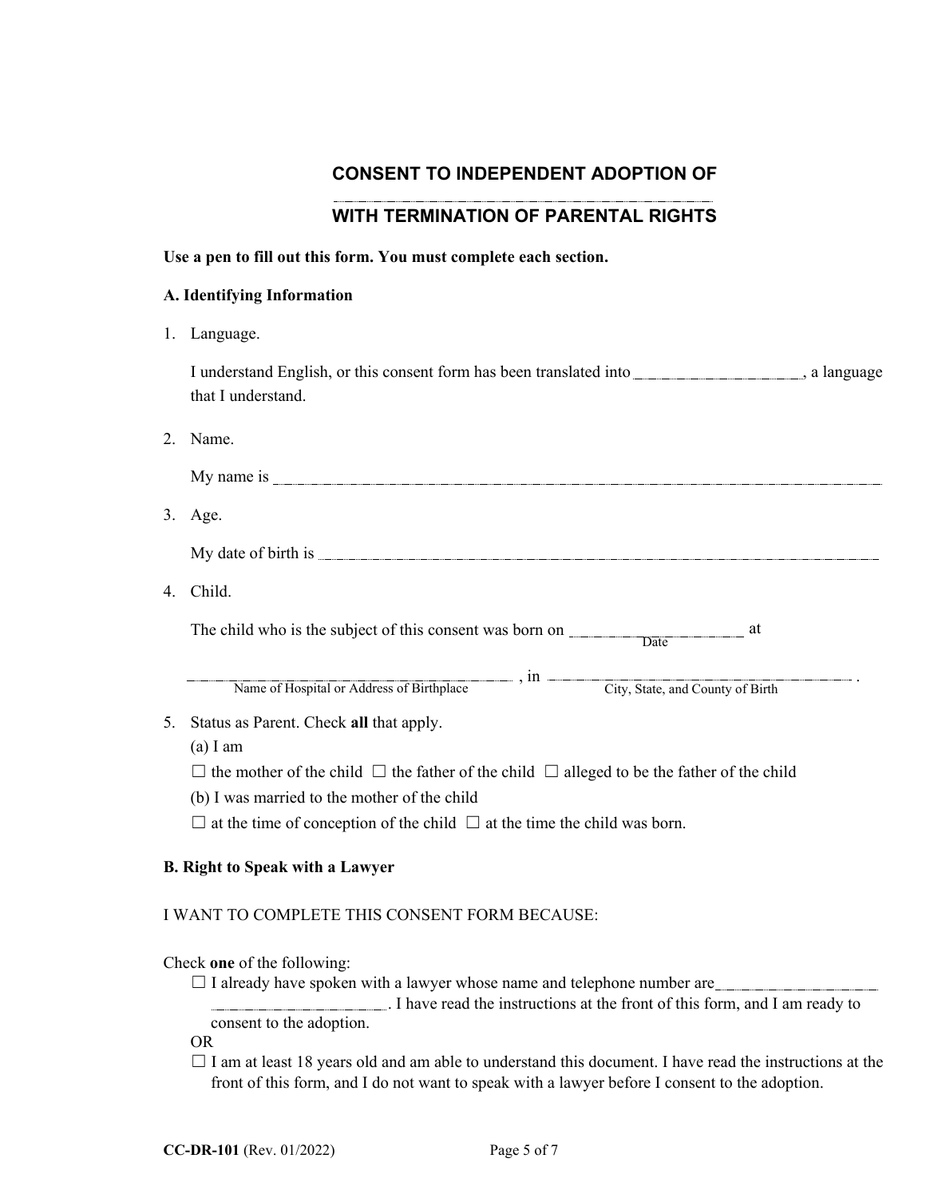# CONSENT TO INDEPENDENT ADOPTION OF ______________________ WITH TERMINATION OF PARENTAL RIGHTS

**Use a pen to fill out this form. You must complete each section.**

**A. Identifying Information**

1. Language.

   I understand English, or this consent form has been translated into ____________________, a language that I understand.

2. Name.

   My name is ______________________________________________________________

3. Age.

   My date of birth is ______________________________________________________________

4. Child.

   The child who is the subject of this consent was born on ____________________ at
   Date

   ______________________________________ , in ______________________________________ .
   Name of Hospital or Address of Birthplace — City, State, and County of Birth

5. Status as Parent. Check **all** that apply.

   (a) I am

   ☐ the mother of the child ☐ the father of the child ☐ alleged to be the father of the child

   (b) I was married to the mother of the child

   ☐ at the time of conception of the child ☐ at the time the child was born.

**B. Right to Speak with a Lawyer**

I WANT TO COMPLETE THIS CONSENT FORM BECAUSE:

Check **one** of the following:

☐ I already have spoken with a lawyer whose name and telephone number are____________________ ____________________. I have read the instructions at the front of this form, and I am ready to consent to the adoption.

OR

☐ I am at least 18 years old and am able to understand this document. I have read the instructions at the front of this form, and I do not want to speak with a lawyer before I consent to the adoption.

**CC-DR-101** (Rev. 01/2022)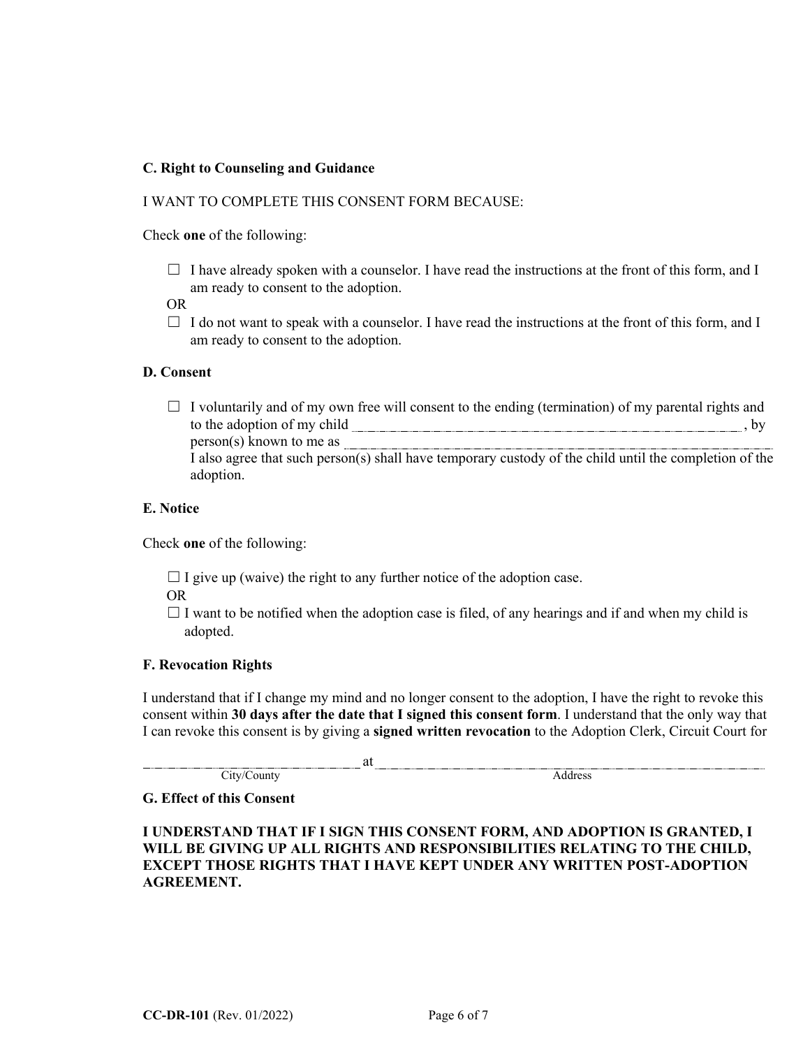**C. Right to Counseling and Guidance**

I WANT TO COMPLETE THIS CONSENT FORM BECAUSE:

Check **one** of the following:

☐ I have already spoken with a counselor. I have read the instructions at the front of this form, and I am ready to consent to the adoption.

OR

☐ I do not want to speak with a counselor. I have read the instructions at the front of this form, and I am ready to consent to the adoption.

**D. Consent**

☐ I voluntarily and of my own free will consent to the ending (termination) of my parental rights and to the adoption of my child ______________________________ , by person(s) known to me as ______________________________
I also agree that such person(s) shall have temporary custody of the child until the completion of the adoption.

**E. Notice**

Check **one** of the following:

☐ I give up (waive) the right to any further notice of the adoption case.

OR

☐ I want to be notified when the adoption case is filed, of any hearings and if and when my child is adopted.

**F. Revocation Rights**

I understand that if I change my mind and no longer consent to the adoption, I have the right to revoke this consent within **30 days after the date that I signed this consent form**. I understand that the only way that I can revoke this consent is by giving a **signed written revocation** to the Adoption Clerk, Circuit Court for

______________________ at ______________________________
City/County Address

**G. Effect of this Consent**

**I UNDERSTAND THAT IF I SIGN THIS CONSENT FORM, AND ADOPTION IS GRANTED, I WILL BE GIVING UP ALL RIGHTS AND RESPONSIBILITIES RELATING TO THE CHILD, EXCEPT THOSE RIGHTS THAT I HAVE KEPT UNDER ANY WRITTEN POST-ADOPTION AGREEMENT.**

**CC-DR-101** (Rev. 01/2022)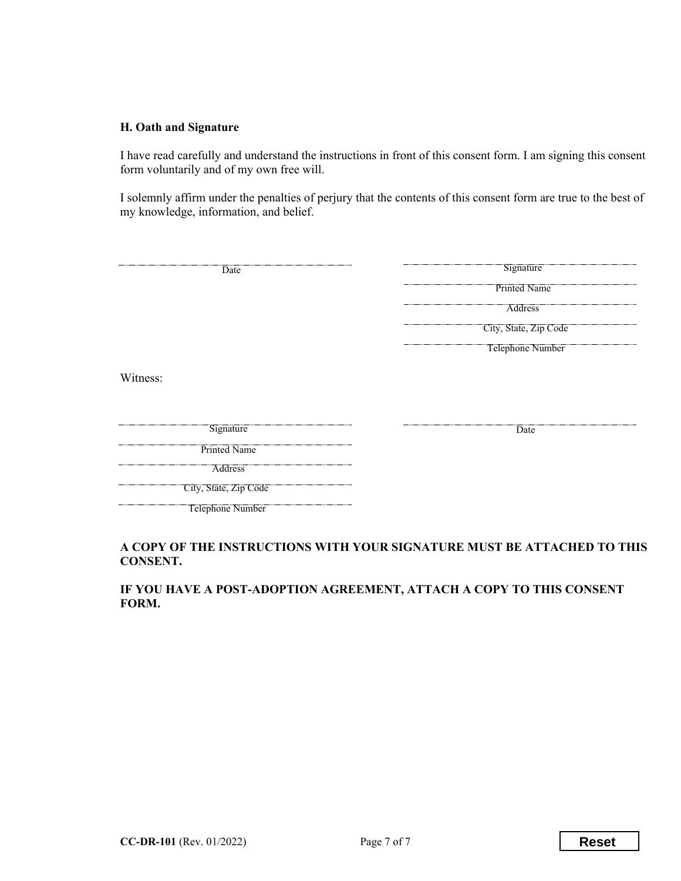**H. Oath and Signature**

I have read carefully and understand the instructions in front of this consent form. I am signing this consent form voluntarily and of my own free will.

I solemnly affirm under the penalties of perjury that the contents of this consent form are true to the best of my knowledge, information, and belief.

| | |
|---|---|
| ______________________ Date | ______________________ Signature |
| | ______________________ Printed Name |
| | ______________________ Address |
| | ______________________ City, State, Zip Code |
| | ______________________ Telephone Number |

Witness:

| | |
|---|---|
| ______________________ Signature | ______________________ Date |
| ______________________ Printed Name | |
| ______________________ Address | |
| ______________________ City, State, Zip Code | |
| ______________________ Telephone Number | |

**A COPY OF THE INSTRUCTIONS WITH YOUR SIGNATURE MUST BE ATTACHED TO THIS CONSENT.**

**IF YOU HAVE A POST-ADOPTION AGREEMENT, ATTACH A COPY TO THIS CONSENT FORM.**

**CC-DR-101** (Rev. 01/2022)

Reset